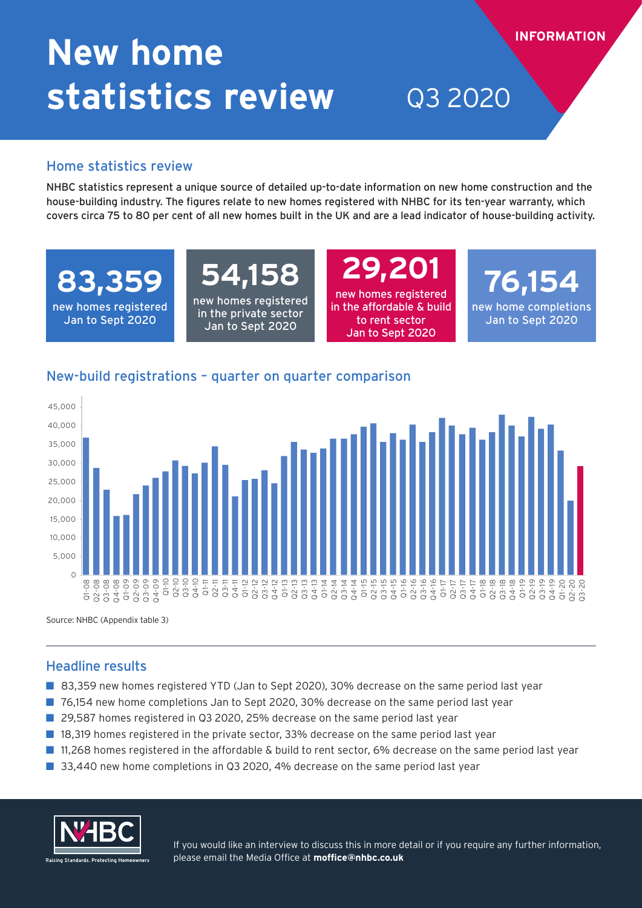INFORMATION

# New home statistics review Q3 2020

## Home statistics review

NHBC statistics represent a unique source of detailed up-to-date information on new home construction and the house-building industry. The figures relate to new homes registered with NHBC for its ten-year warranty, which covers circa 75 to 80 per cent of all new homes built in the UK and are a lead indicator of house-building activity.

**83,359**
new homes registered Jan to Sept 2020

**54,158**
new homes registered in the private sector Jan to Sept 2020

**29,201**
new homes registered in the affordable & build to rent sector Jan to Sept 2020

**76,154**
new home completions Jan to Sept 2020

## New-build registrations – quarter on quarter comparison

Source: NHBC (Appendix table 3)

## Headline results

- 83,359 new homes registered YTD (Jan to Sept 2020), 30% decrease on the same period last year
- 76,154 new home completions Jan to Sept 2020, 30% decrease on the same period last year
- 29,587 homes registered in Q3 2020, 25% decrease on the same period last year
- 18,319 homes registered in the private sector, 33% decrease on the same period last year
- 11,268 homes registered in the affordable & build to rent sector, 6% decrease on the same period last year
- 33,440 new home completions in Q3 2020, 4% decrease on the same period last year

Raising Standards. Protecting Homeowners

If you would like an interview to discuss this in more detail or if you require any further information, please email the Media Office at **moffice@nhbc.co.uk**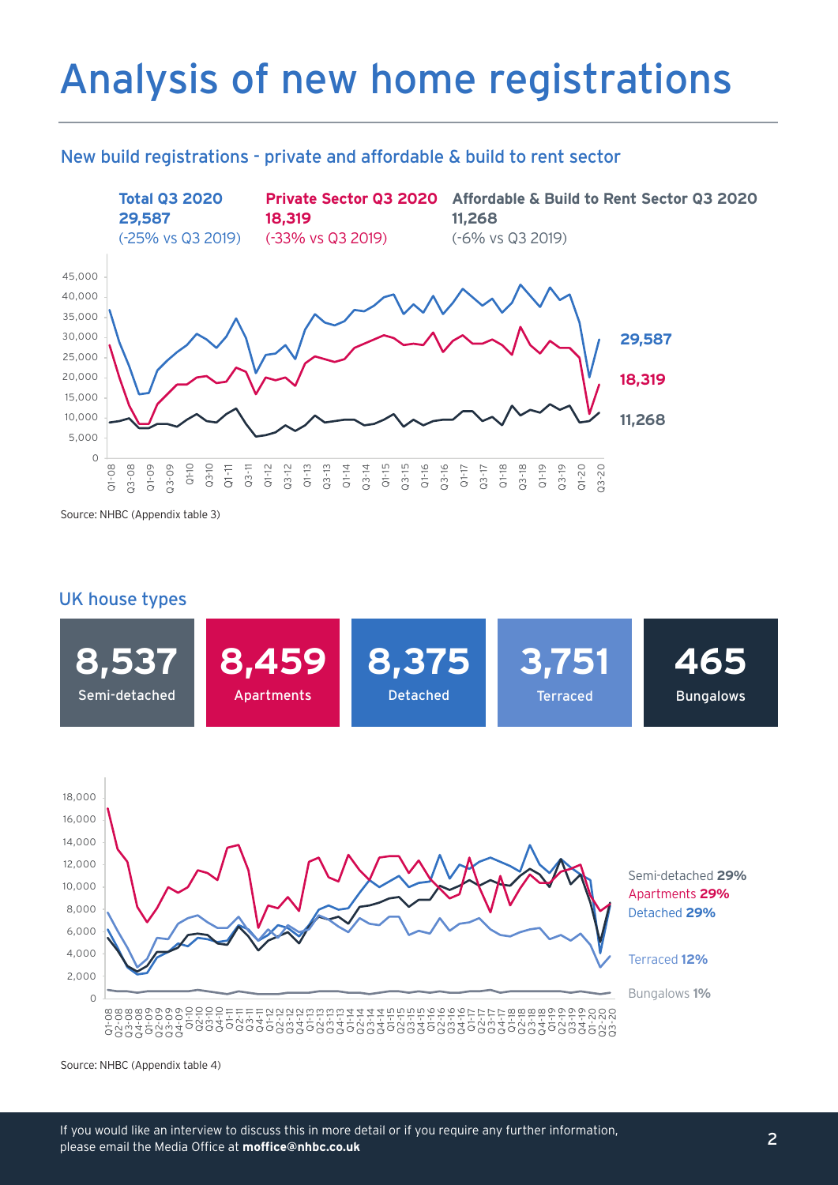# Analysis of new home registrations

## New build registrations - private and affordable & build to rent sector

**Total Q3 2020**
**29,587**
(-25% vs Q3 2019)

**Private Sector Q3 2020**
**18,319**
(-33% vs Q3 2019)

**Affordable & Build to Rent Sector Q3 2020**
**11,268**
(-6% vs Q3 2019)

Source: NHBC (Appendix table 3)

## UK house types

| 8,537 | 8,459 | 8,375 | 3,751 | 465 |
|---|---|---|---|---|
| Semi-detached | Apartments | Detached | Terraced | Bungalows |

Semi-detached **29%**
Apartments **29%**
Detached **29%**
Terraced **12%**
Bungalows **1%**

Source: NHBC (Appendix table 4)

If you would like an interview to discuss this in more detail or if you require any further information, please email the Media Office at **moffice@nhbc.co.uk**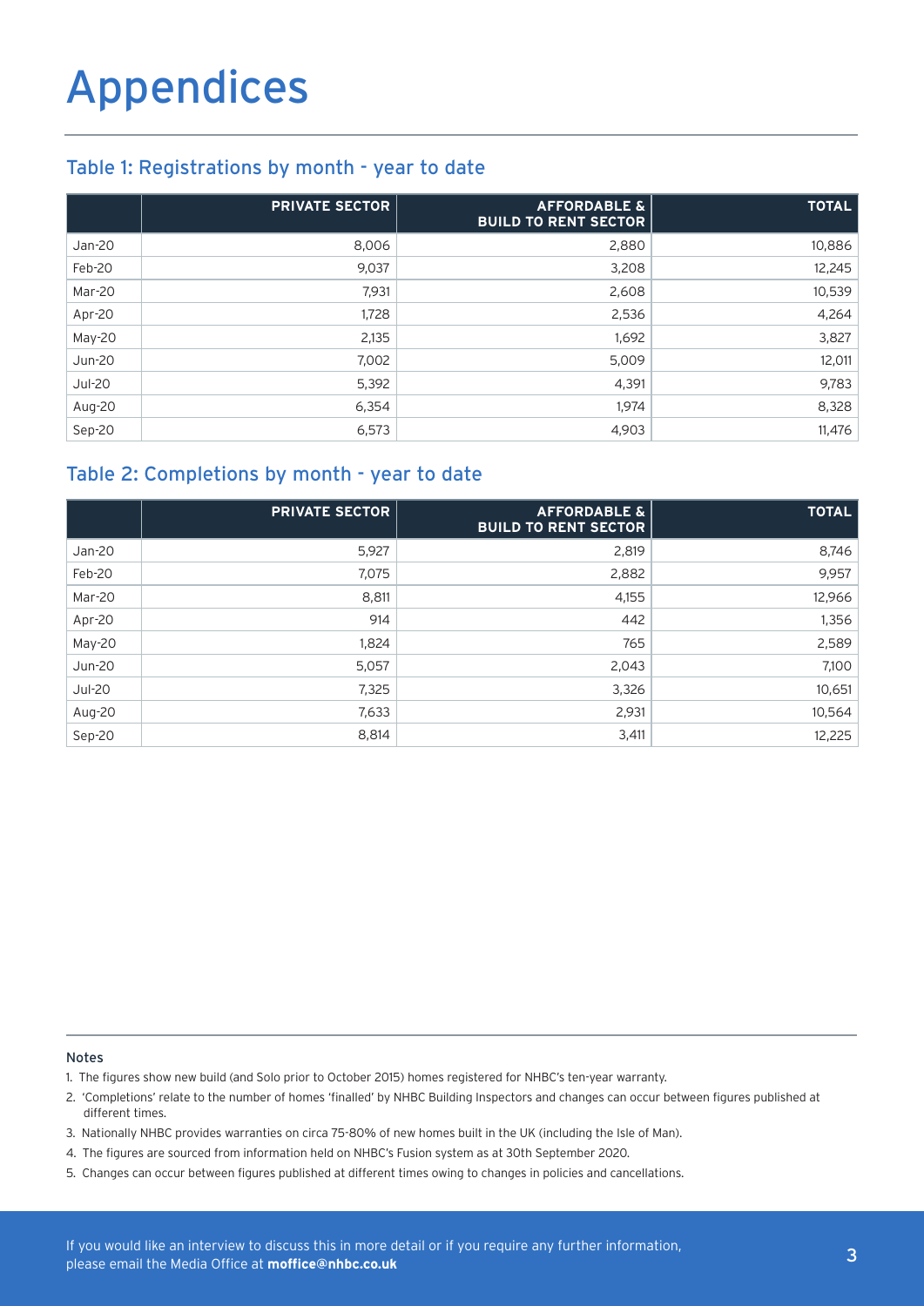# Appendices

## Table 1: Registrations by month - year to date

| | PRIVATE SECTOR | AFFORDABLE & BUILD TO RENT SECTOR | TOTAL |
|---|---|---|---|
| Jan-20 | 8,006 | 2,880 | 10,886 |
| Feb-20 | 9,037 | 3,208 | 12,245 |
| Mar-20 | 7,931 | 2,608 | 10,539 |
| Apr-20 | 1,728 | 2,536 | 4,264 |
| May-20 | 2,135 | 1,692 | 3,827 |
| Jun-20 | 7,002 | 5,009 | 12,011 |
| Jul-20 | 5,392 | 4,391 | 9,783 |
| Aug-20 | 6,354 | 1,974 | 8,328 |
| Sep-20 | 6,573 | 4,903 | 11,476 |

## Table 2: Completions by month - year to date

| | PRIVATE SECTOR | AFFORDABLE & BUILD TO RENT SECTOR | TOTAL |
|---|---|---|---|
| Jan-20 | 5,927 | 2,819 | 8,746 |
| Feb-20 | 7,075 | 2,882 | 9,957 |
| Mar-20 | 8,811 | 4,155 | 12,966 |
| Apr-20 | 914 | 442 | 1,356 |
| May-20 | 1,824 | 765 | 2,589 |
| Jun-20 | 5,057 | 2,043 | 7,100 |
| Jul-20 | 7,325 | 3,326 | 10,651 |
| Aug-20 | 7,633 | 2,931 | 10,564 |
| Sep-20 | 8,814 | 3,411 | 12,225 |

**Notes**

1. The figures show new build (and Solo prior to October 2015) homes registered for NHBC's ten-year warranty.
2. 'Completions' relate to the number of homes 'finalled' by NHBC Building Inspectors and changes can occur between figures published at different times.
3. Nationally NHBC provides warranties on circa 75-80% of new homes built in the UK (including the Isle of Man).
4. The figures are sourced from information held on NHBC's Fusion system as at 30th September 2020.
5. Changes can occur between figures published at different times owing to changes in policies and cancellations.

If you would like an interview to discuss this in more detail or if you require any further information, please email the Media Office at **moffice@nhbc.co.uk**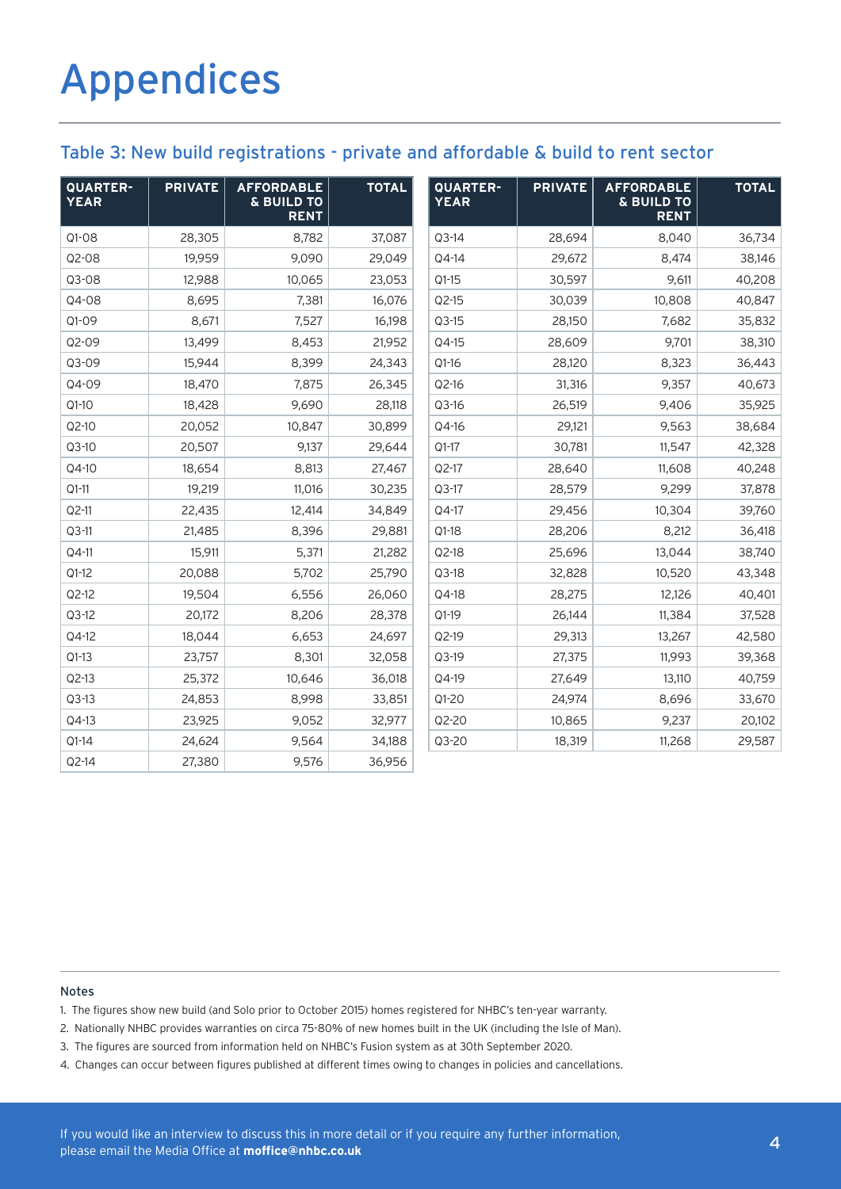# Appendices

## Table 3: New build registrations - private and affordable & build to rent sector

| QUARTER-YEAR | PRIVATE | AFFORDABLE & BUILD TO RENT | TOTAL |
|---|---|---|---|
| Q1-08 | 28,305 | 8,782 | 37,087 |
| Q2-08 | 19,959 | 9,090 | 29,049 |
| Q3-08 | 12,988 | 10,065 | 23,053 |
| Q4-08 | 8,695 | 7,381 | 16,076 |
| Q1-09 | 8,671 | 7,527 | 16,198 |
| Q2-09 | 13,499 | 8,453 | 21,952 |
| Q3-09 | 15,944 | 8,399 | 24,343 |
| Q4-09 | 18,470 | 7,875 | 26,345 |
| Q1-10 | 18,428 | 9,690 | 28,118 |
| Q2-10 | 20,052 | 10,847 | 30,899 |
| Q3-10 | 20,507 | 9,137 | 29,644 |
| Q4-10 | 18,654 | 8,813 | 27,467 |
| Q1-11 | 19,219 | 11,016 | 30,235 |
| Q2-11 | 22,435 | 12,414 | 34,849 |
| Q3-11 | 21,485 | 8,396 | 29,881 |
| Q4-11 | 15,911 | 5,371 | 21,282 |
| Q1-12 | 20,088 | 5,702 | 25,790 |
| Q2-12 | 19,504 | 6,556 | 26,060 |
| Q3-12 | 20,172 | 8,206 | 28,378 |
| Q4-12 | 18,044 | 6,653 | 24,697 |
| Q1-13 | 23,757 | 8,301 | 32,058 |
| Q2-13 | 25,372 | 10,646 | 36,018 |
| Q3-13 | 24,853 | 8,998 | 33,851 |
| Q4-13 | 23,925 | 9,052 | 32,977 |
| Q1-14 | 24,624 | 9,564 | 34,188 |
| Q2-14 | 27,380 | 9,576 | 36,956 |
| Q3-14 | 28,694 | 8,040 | 36,734 |
| Q4-14 | 29,672 | 8,474 | 38,146 |
| Q1-15 | 30,597 | 9,611 | 40,208 |
| Q2-15 | 30,039 | 10,808 | 40,847 |
| Q3-15 | 28,150 | 7,682 | 35,832 |
| Q4-15 | 28,609 | 9,701 | 38,310 |
| Q1-16 | 28,120 | 8,323 | 36,443 |
| Q2-16 | 31,316 | 9,357 | 40,673 |
| Q3-16 | 26,519 | 9,406 | 35,925 |
| Q4-16 | 29,121 | 9,563 | 38,684 |
| Q1-17 | 30,781 | 11,547 | 42,328 |
| Q2-17 | 28,640 | 11,608 | 40,248 |
| Q3-17 | 28,579 | 9,299 | 37,878 |
| Q4-17 | 29,456 | 10,304 | 39,760 |
| Q1-18 | 28,206 | 8,212 | 36,418 |
| Q2-18 | 25,696 | 13,044 | 38,740 |
| Q3-18 | 32,828 | 10,520 | 43,348 |
| Q4-18 | 28,275 | 12,126 | 40,401 |
| Q1-19 | 26,144 | 11,384 | 37,528 |
| Q2-19 | 29,313 | 13,267 | 42,580 |
| Q3-19 | 27,375 | 11,993 | 39,368 |
| Q4-19 | 27,649 | 13,110 | 40,759 |
| Q1-20 | 24,974 | 8,696 | 33,670 |
| Q2-20 | 10,865 | 9,237 | 20,102 |
| Q3-20 | 18,319 | 11,268 | 29,587 |

Notes

1. The figures show new build (and Solo prior to October 2015) homes registered for NHBC's ten-year warranty.
2. Nationally NHBC provides warranties on circa 75-80% of new homes built in the UK (including the Isle of Man).
3. The figures are sourced from information held on NHBC's Fusion system as at 30th September 2020.
4. Changes can occur between figures published at different times owing to changes in policies and cancellations.

If you would like an interview to discuss this in more detail or if you require any further information, please email the Media Office at **moffice@nhbc.co.uk**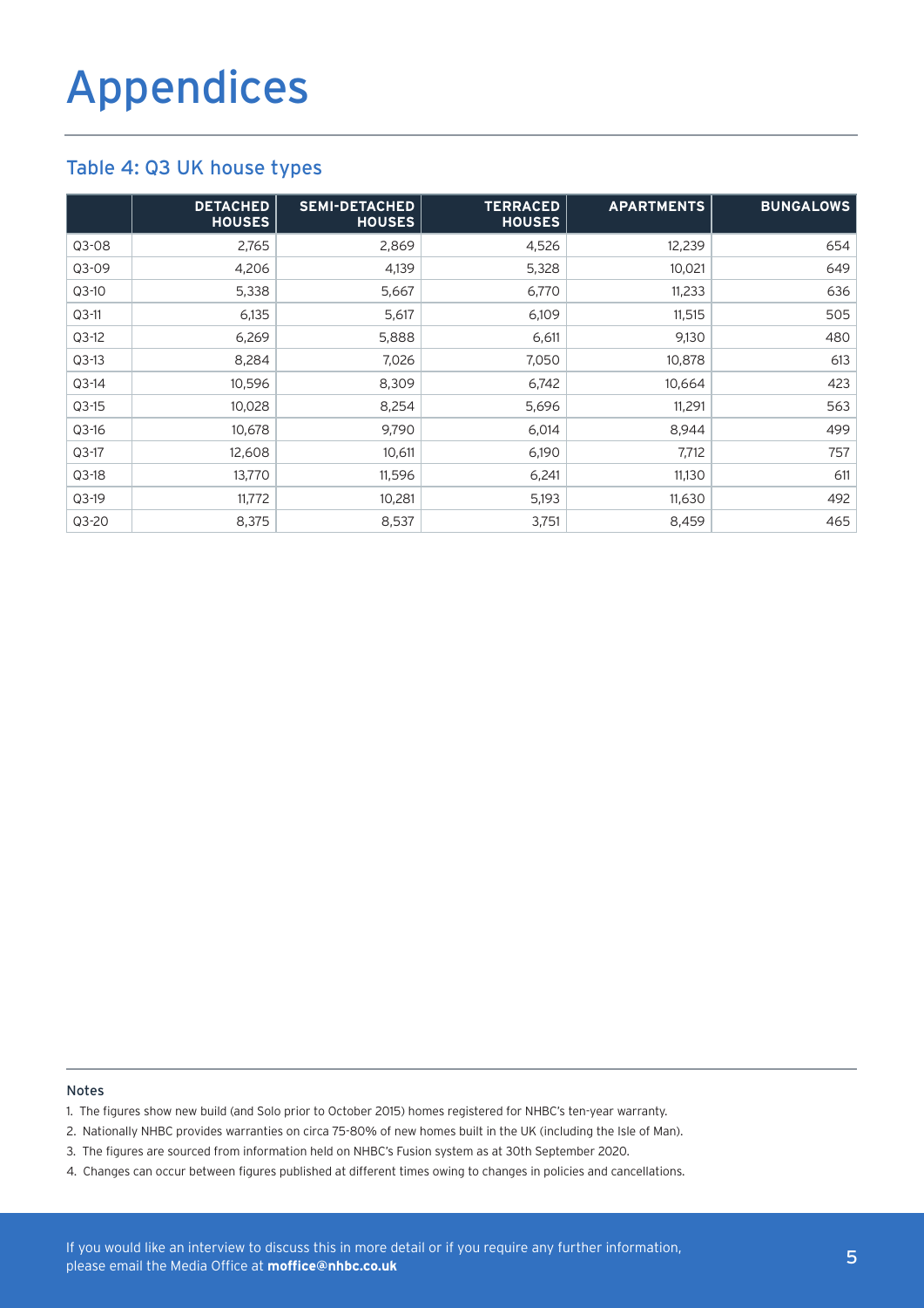# Appendices

## Table 4: Q3 UK house types

| | DETACHED HOUSES | SEMI-DETACHED HOUSES | TERRACED HOUSES | APARTMENTS | BUNGALOWS |
|---|---|---|---|---|---|
| Q3-08 | 2,765 | 2,869 | 4,526 | 12,239 | 654 |
| Q3-09 | 4,206 | 4,139 | 5,328 | 10,021 | 649 |
| Q3-10 | 5,338 | 5,667 | 6,770 | 11,233 | 636 |
| Q3-11 | 6,135 | 5,617 | 6,109 | 11,515 | 505 |
| Q3-12 | 6,269 | 5,888 | 6,611 | 9,130 | 480 |
| Q3-13 | 8,284 | 7,026 | 7,050 | 10,878 | 613 |
| Q3-14 | 10,596 | 8,309 | 6,742 | 10,664 | 423 |
| Q3-15 | 10,028 | 8,254 | 5,696 | 11,291 | 563 |
| Q3-16 | 10,678 | 9,790 | 6,014 | 8,944 | 499 |
| Q3-17 | 12,608 | 10,611 | 6,190 | 7,712 | 757 |
| Q3-18 | 13,770 | 11,596 | 6,241 | 11,130 | 611 |
| Q3-19 | 11,772 | 10,281 | 5,193 | 11,630 | 492 |
| Q3-20 | 8,375 | 8,537 | 3,751 | 8,459 | 465 |

Notes

1. The figures show new build (and Solo prior to October 2015) homes registered for NHBC's ten-year warranty.
2. Nationally NHBC provides warranties on circa 75-80% of new homes built in the UK (including the Isle of Man).
3. The figures are sourced from information held on NHBC's Fusion system as at 30th September 2020.
4. Changes can occur between figures published at different times owing to changes in policies and cancellations.

If you would like an interview to discuss this in more detail or if you require any further information, please email the Media Office at **moffice@nhbc.co.uk**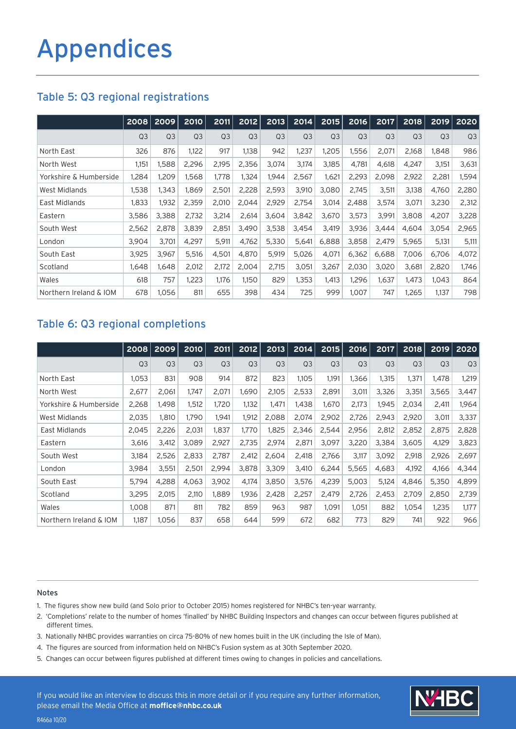# Appendices

## Table 5: Q3 regional registrations

| | 2008 | 2009 | 2010 | 2011 | 2012 | 2013 | 2014 | 2015 | 2016 | 2017 | 2018 | 2019 | 2020 |
|---|---|---|---|---|---|---|---|---|---|---|---|---|---|
| | Q3 | Q3 | Q3 | Q3 | Q3 | Q3 | Q3 | Q3 | Q3 | Q3 | Q3 | Q3 | Q3 |
| North East | 326 | 876 | 1,122 | 917 | 1,138 | 942 | 1,237 | 1,205 | 1,556 | 2,071 | 2,168 | 1,848 | 986 |
| North West | 1,151 | 1,588 | 2,296 | 2,195 | 2,356 | 3,074 | 3,174 | 3,185 | 4,781 | 4,618 | 4,247 | 3,151 | 3,631 |
| Yorkshire & Humberside | 1,284 | 1,209 | 1,568 | 1,778 | 1,324 | 1,944 | 2,567 | 1,621 | 2,293 | 2,098 | 2,922 | 2,281 | 1,594 |
| West Midlands | 1,538 | 1,343 | 1,869 | 2,501 | 2,228 | 2,593 | 3,910 | 3,080 | 2,745 | 3,511 | 3,138 | 4,760 | 2,280 |
| East Midlands | 1,833 | 1,932 | 2,359 | 2,010 | 2,044 | 2,929 | 2,754 | 3,014 | 2,488 | 3,574 | 3,071 | 3,230 | 2,312 |
| Eastern | 3,586 | 3,388 | 2,732 | 3,214 | 2,614 | 3,604 | 3,842 | 3,670 | 3,573 | 3,991 | 3,808 | 4,207 | 3,228 |
| South West | 2,562 | 2,878 | 3,839 | 2,851 | 3,490 | 3,538 | 3,454 | 3,419 | 3,936 | 3,444 | 4,604 | 3,054 | 2,965 |
| London | 3,904 | 3,701 | 4,297 | 5,911 | 4,762 | 5,330 | 5,641 | 6,888 | 3,858 | 2,479 | 5,965 | 5,131 | 5,111 |
| South East | 3,925 | 3,967 | 5,516 | 4,501 | 4,870 | 5,919 | 5,026 | 4,071 | 6,362 | 6,688 | 7,006 | 6,706 | 4,072 |
| Scotland | 1,648 | 1,648 | 2,012 | 2,172 | 2,004 | 2,715 | 3,051 | 3,267 | 2,030 | 3,020 | 3,681 | 2,820 | 1,746 |
| Wales | 618 | 757 | 1,223 | 1,176 | 1,150 | 829 | 1,353 | 1,413 | 1,296 | 1,637 | 1,473 | 1,043 | 864 |
| Northern Ireland & IOM | 678 | 1,056 | 811 | 655 | 398 | 434 | 725 | 999 | 1,007 | 747 | 1,265 | 1,137 | 798 |

## Table 6: Q3 regional completions

| | 2008 | 2009 | 2010 | 2011 | 2012 | 2013 | 2014 | 2015 | 2016 | 2017 | 2018 | 2019 | 2020 |
|---|---|---|---|---|---|---|---|---|---|---|---|---|---|
| | Q3 | Q3 | Q3 | Q3 | Q3 | Q3 | Q3 | Q3 | Q3 | Q3 | Q3 | Q3 | Q3 |
| North East | 1,053 | 831 | 908 | 914 | 872 | 823 | 1,105 | 1,191 | 1,366 | 1,315 | 1,371 | 1,478 | 1,219 |
| North West | 2,677 | 2,061 | 1,747 | 2,071 | 1,690 | 2,105 | 2,533 | 2,891 | 3,011 | 3,326 | 3,351 | 3,565 | 3,447 |
| Yorkshire & Humberside | 2,268 | 1,498 | 1,512 | 1,720 | 1,132 | 1,471 | 1,438 | 1,670 | 2,173 | 1,945 | 2,034 | 2,411 | 1,964 |
| West Midlands | 2,035 | 1,810 | 1,790 | 1,941 | 1,912 | 2,088 | 2,074 | 2,902 | 2,726 | 2,943 | 2,920 | 3,011 | 3,337 |
| East Midlands | 2,045 | 2,226 | 2,031 | 1,837 | 1,770 | 1,825 | 2,346 | 2,544 | 2,956 | 2,812 | 2,852 | 2,875 | 2,828 |
| Eastern | 3,616 | 3,412 | 3,089 | 2,927 | 2,735 | 2,974 | 2,871 | 3,097 | 3,220 | 3,384 | 3,605 | 4,129 | 3,823 |
| South West | 3,184 | 2,526 | 2,833 | 2,787 | 2,412 | 2,604 | 2,418 | 2,766 | 3,117 | 3,092 | 2,918 | 2,926 | 2,697 |
| London | 3,984 | 3,551 | 2,501 | 2,994 | 3,878 | 3,309 | 3,410 | 6,244 | 5,565 | 4,683 | 4,192 | 4,166 | 4,344 |
| South East | 5,794 | 4,288 | 4,063 | 3,902 | 4,174 | 3,850 | 3,576 | 4,239 | 5,003 | 5,124 | 4,846 | 5,350 | 4,899 |
| Scotland | 3,295 | 2,015 | 2,110 | 1,889 | 1,936 | 2,428 | 2,257 | 2,479 | 2,726 | 2,453 | 2,709 | 2,850 | 2,739 |
| Wales | 1,008 | 871 | 811 | 782 | 859 | 963 | 987 | 1,091 | 1,051 | 882 | 1,054 | 1,235 | 1,177 |
| Northern Ireland & IOM | 1,187 | 1,056 | 837 | 658 | 644 | 599 | 672 | 682 | 773 | 829 | 741 | 922 | 966 |

### Notes

1. The figures show new build (and Solo prior to October 2015) homes registered for NHBC's ten-year warranty.
2. 'Completions' relate to the number of homes 'finalled' by NHBC Building Inspectors and changes can occur between figures published at different times.
3. Nationally NHBC provides warranties on circa 75-80% of new homes built in the UK (including the Isle of Man).
4. The figures are sourced from information held on NHBC's Fusion system as at 30th September 2020.
5. Changes can occur between figures published at different times owing to changes in policies and cancellations.

If you would like an interview to discuss this in more detail or if you require any further information, please email the Media Office at **moffice@nhbc.co.uk**

NHBC

R466a 10/20